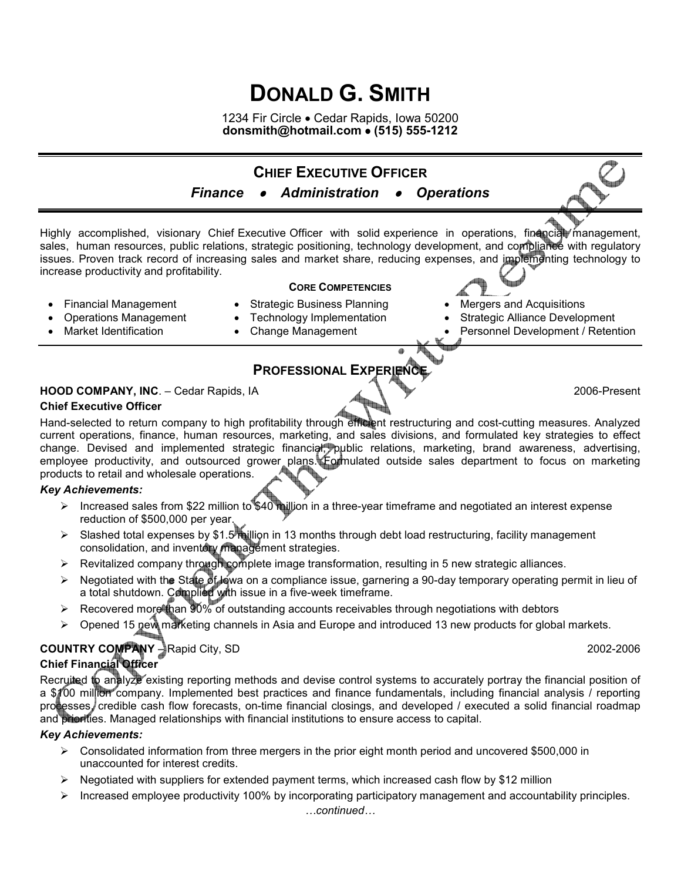# DONALD G. SMITH

1234 Fir Circle • Cedar Rapids, Iowa 50200
**donsmith@hotmail.com • (515) 555-1212**

## CHIEF EXECUTIVE OFFICER

***Finance • Administration • Operations***

Highly accomplished, visionary Chief Executive Officer with solid experience in operations, financial management, sales, human resources, public relations, strategic positioning, technology development, and compliance with regulatory issues. Proven track record of increasing sales and market share, reducing expenses, and implementing technology to increase productivity and profitability.

**CORE COMPETENCIES**

- Financial Management
- Operations Management
- Market Identification
- Strategic Business Planning
- Technology Implementation
- Change Management
- Mergers and Acquisitions
- Strategic Alliance Development
- Personnel Development / Retention

## PROFESSIONAL EXPERIENCE

**HOOD COMPANY, INC**. – Cedar Rapids, IA 2006-Present

**Chief Executive Officer**

Hand-selected to return company to high profitability through efficient restructuring and cost-cutting measures. Analyzed current operations, finance, human resources, marketing, and sales divisions, and formulated key strategies to effect change. Devised and implemented strategic financial, public relations, marketing, brand awareness, advertising, employee productivity, and outsourced grower plans. Formulated outside sales department to focus on marketing products to retail and wholesale operations.

***Key Achievements:***

- Increased sales from $22 million to $40 million in a three-year timeframe and negotiated an interest expense reduction of $500,000 per year.
- Slashed total expenses by $1.5 million in 13 months through debt load restructuring, facility management consolidation, and inventory management strategies.
- Revitalized company through complete image transformation, resulting in 5 new strategic alliances.
- Negotiated with the State of Iowa on a compliance issue, garnering a 90-day temporary operating permit in lieu of a total shutdown. Complied with issue in a five-week timeframe.
- Recovered more than 90% of outstanding accounts receivables through negotiations with debtors
- Opened 15 new marketing channels in Asia and Europe and introduced 13 new products for global markets.

**COUNTRY COMPANY** – Rapid City, SD 2002-2006

**Chief Financial Officer**

Recruited to analyze existing reporting methods and devise control systems to accurately portray the financial position of a $100 million company. Implemented best practices and finance fundamentals, including financial analysis / reporting processes, credible cash flow forecasts, on-time financial closings, and developed / executed a solid financial roadmap and priorities. Managed relationships with financial institutions to ensure access to capital.

***Key Achievements:***

- Consolidated information from three mergers in the prior eight month period and uncovered $500,000 in unaccounted for interest credits.
- Negotiated with suppliers for extended payment terms, which increased cash flow by $12 million
- Increased employee productivity 100% by incorporating participatory management and accountability principles.

*…continued…*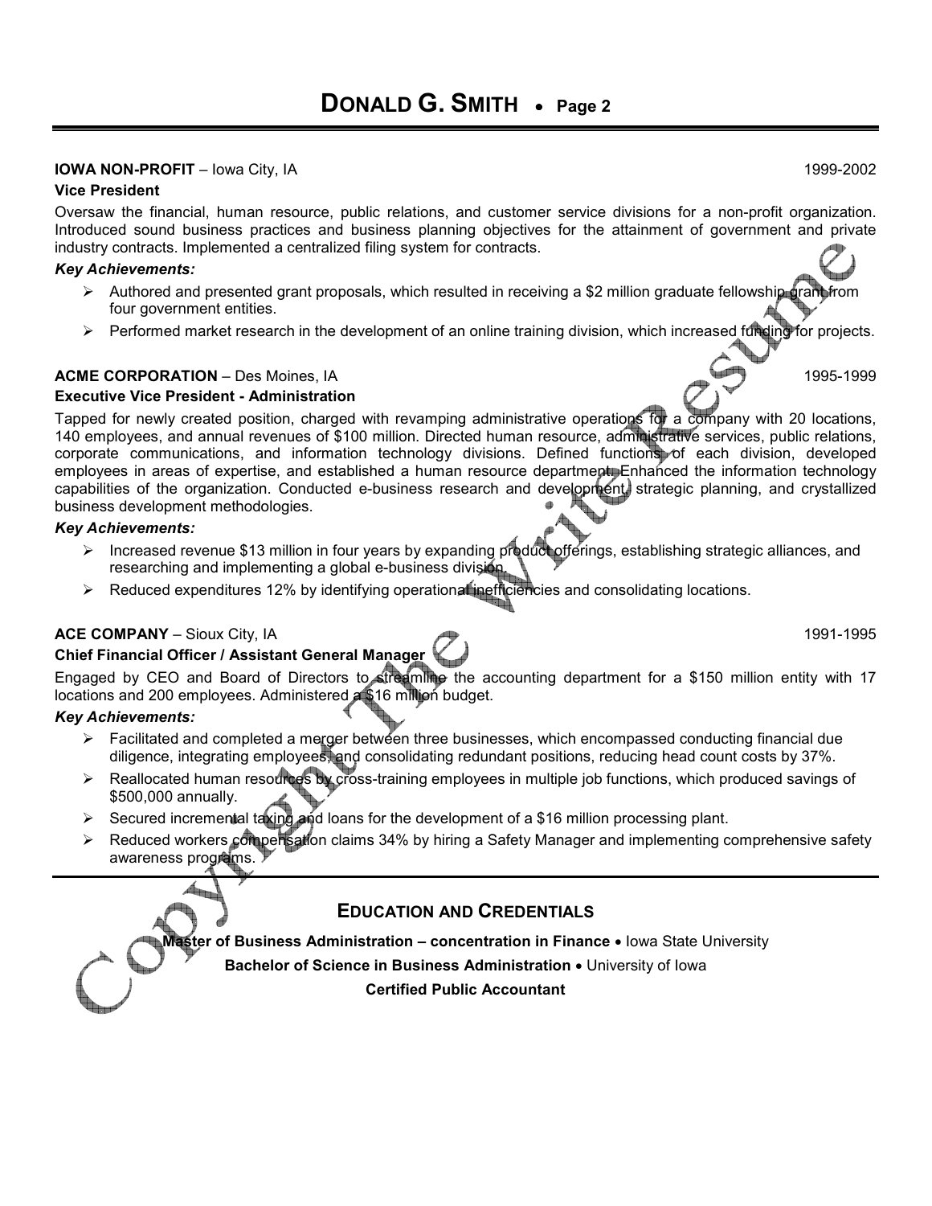**IOWA NON-PROFIT** – Iowa City, IA 1999-2002

**Vice President**

Oversaw the financial, human resource, public relations, and customer service divisions for a non-profit organization. Introduced sound business practices and business planning objectives for the attainment of government and private industry contracts. Implemented a centralized filing system for contracts.

***Key Achievements:***

- Authored and presented grant proposals, which resulted in receiving a $2 million graduate fellowship grant from four government entities.
- Performed market research in the development of an online training division, which increased funding for projects.

**ACME CORPORATION** – Des Moines, IA 1995-1999

**Executive Vice President - Administration**

Tapped for newly created position, charged with revamping administrative operations for a company with 20 locations, 140 employees, and annual revenues of $100 million. Directed human resource, administrative services, public relations, corporate communications, and information technology divisions. Defined functions of each division, developed employees in areas of expertise, and established a human resource department. Enhanced the information technology capabilities of the organization. Conducted e-business research and development, strategic planning, and crystallized business development methodologies.

***Key Achievements:***

- Increased revenue $13 million in four years by expanding product offerings, establishing strategic alliances, and researching and implementing a global e-business division.
- Reduced expenditures 12% by identifying operational inefficiencies and consolidating locations.

**ACE COMPANY** – Sioux City, IA 1991-1995

**Chief Financial Officer / Assistant General Manager**

Engaged by CEO and Board of Directors to streamline the accounting department for a $150 million entity with 17 locations and 200 employees. Administered a $16 million budget.

***Key Achievements:***

- Facilitated and completed a merger between three businesses, which encompassed conducting financial due diligence, integrating employees, and consolidating redundant positions, reducing head count costs by 37%.
- Reallocated human resources by cross-training employees in multiple job functions, which produced savings of $500,000 annually.
- Secured incremental taxing and loans for the development of a $16 million processing plant.
- Reduced workers compensation claims 34% by hiring a Safety Manager and implementing comprehensive safety awareness programs.

## EDUCATION AND CREDENTIALS

**Master of Business Administration – concentration in Finance** • Iowa State University

**Bachelor of Science in Business Administration** • University of Iowa

**Certified Public Accountant**